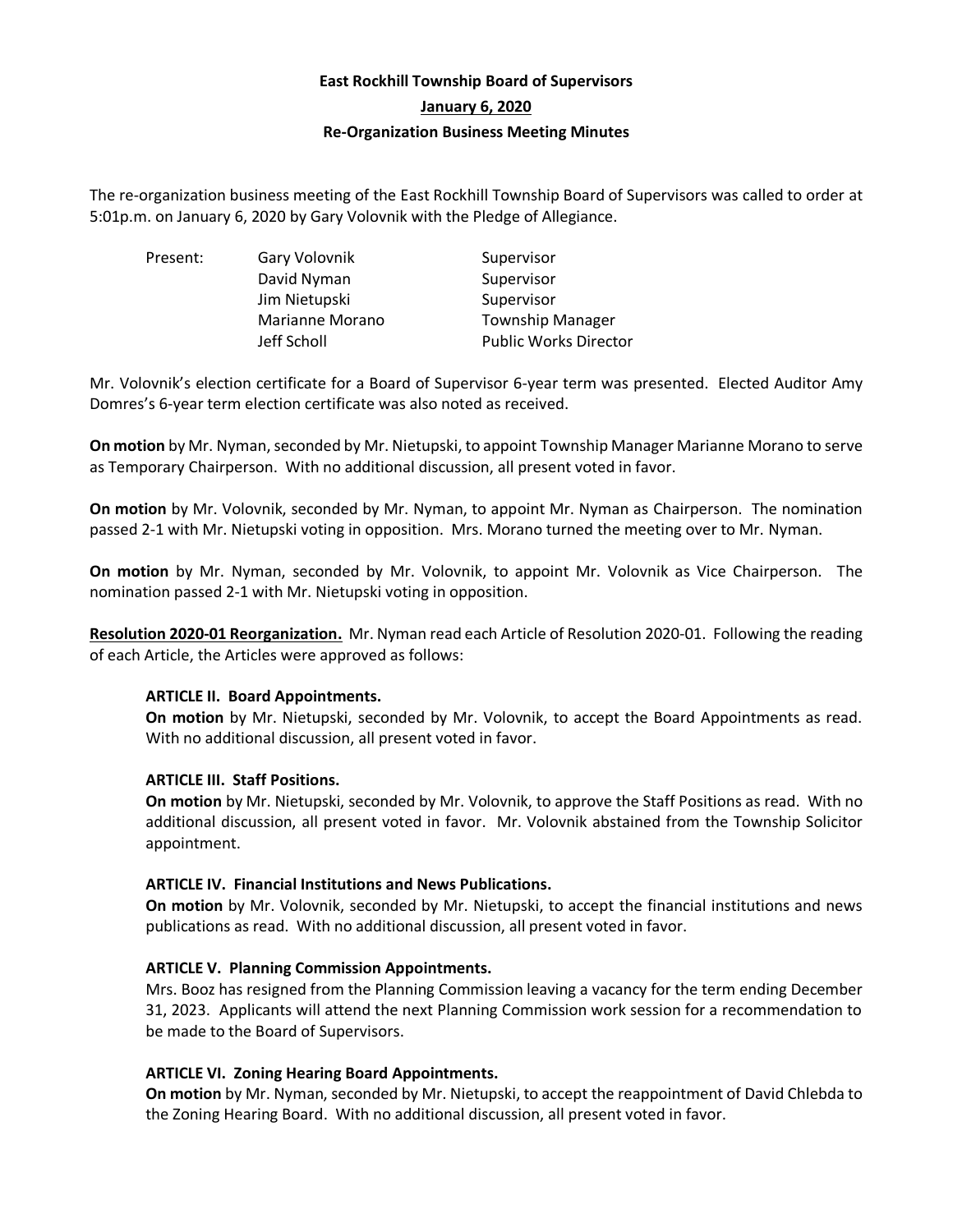# East Rockhill Township Board of Supervisors

## January 6, 2020

## Re-Organization Business Meeting Minutes

The re-organization business meeting of the East Rockhill Township Board of Supervisors was called to order at 5:01p.m. on January 6, 2020 by Gary Volovnik with the Pledge of Allegiance.

| Present: | Gary Volovnik | Supervisor |
|---|---|---|
| | David Nyman | Supervisor |
| | Jim Nietupski | Supervisor |
| | Marianne Morano | Township Manager |
| | Jeff Scholl | Public Works Director |

Mr. Volovnik's election certificate for a Board of Supervisor 6-year term was presented. Elected Auditor Amy Domres's 6-year term election certificate was also noted as received.

**On motion** by Mr. Nyman, seconded by Mr. Nietupski, to appoint Township Manager Marianne Morano to serve as Temporary Chairperson. With no additional discussion, all present voted in favor.

**On motion** by Mr. Volovnik, seconded by Mr. Nyman, to appoint Mr. Nyman as Chairperson. The nomination passed 2-1 with Mr. Nietupski voting in opposition. Mrs. Morano turned the meeting over to Mr. Nyman.

**On motion** by Mr. Nyman, seconded by Mr. Volovnik, to appoint Mr. Volovnik as Vice Chairperson. The nomination passed 2-1 with Mr. Nietupski voting in opposition.

**Resolution 2020-01 Reorganization.** Mr. Nyman read each Article of Resolution 2020-01. Following the reading of each Article, the Articles were approved as follows:

**ARTICLE II. Board Appointments.**
**On motion** by Mr. Nietupski, seconded by Mr. Volovnik, to accept the Board Appointments as read. With no additional discussion, all present voted in favor.

**ARTICLE III. Staff Positions.**
**On motion** by Mr. Nietupski, seconded by Mr. Volovnik, to approve the Staff Positions as read. With no additional discussion, all present voted in favor. Mr. Volovnik abstained from the Township Solicitor appointment.

**ARTICLE IV. Financial Institutions and News Publications.**
**On motion** by Mr. Volovnik, seconded by Mr. Nietupski, to accept the financial institutions and news publications as read. With no additional discussion, all present voted in favor.

**ARTICLE V. Planning Commission Appointments.**
Mrs. Booz has resigned from the Planning Commission leaving a vacancy for the term ending December 31, 2023. Applicants will attend the next Planning Commission work session for a recommendation to be made to the Board of Supervisors.

**ARTICLE VI. Zoning Hearing Board Appointments.**
**On motion** by Mr. Nyman, seconded by Mr. Nietupski, to accept the reappointment of David Chlebda to the Zoning Hearing Board. With no additional discussion, all present voted in favor.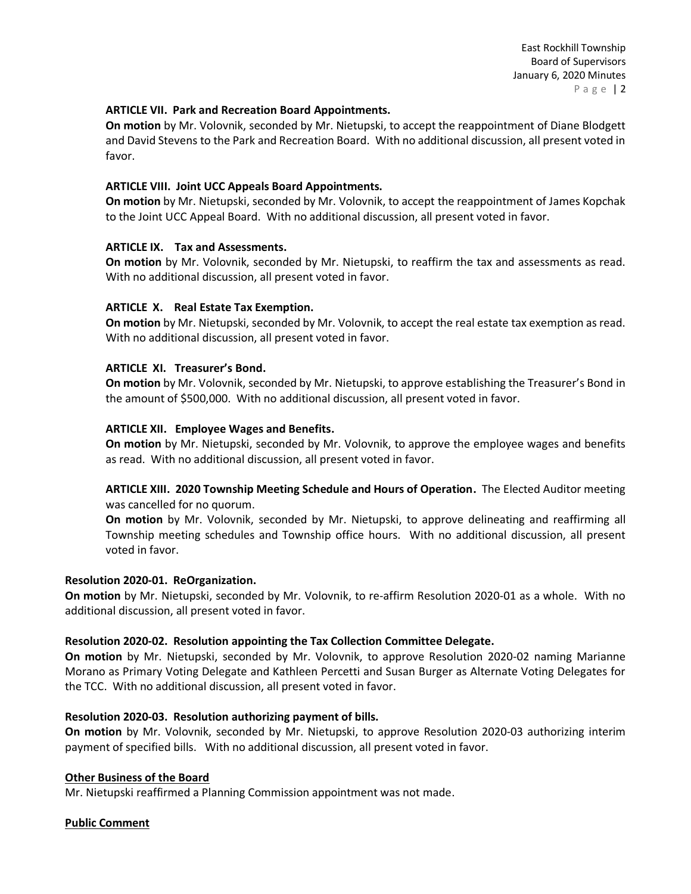**ARTICLE VII. Park and Recreation Board Appointments.**

**On motion** by Mr. Volovnik, seconded by Mr. Nietupski, to accept the reappointment of Diane Blodgett and David Stevens to the Park and Recreation Board. With no additional discussion, all present voted in favor.

**ARTICLE VIII. Joint UCC Appeals Board Appointments.**

**On motion** by Mr. Nietupski, seconded by Mr. Volovnik, to accept the reappointment of James Kopchak to the Joint UCC Appeal Board. With no additional discussion, all present voted in favor.

**ARTICLE IX. Tax and Assessments.**

**On motion** by Mr. Volovnik, seconded by Mr. Nietupski, to reaffirm the tax and assessments as read. With no additional discussion, all present voted in favor.

**ARTICLE X. Real Estate Tax Exemption.**

**On motion** by Mr. Nietupski, seconded by Mr. Volovnik, to accept the real estate tax exemption as read. With no additional discussion, all present voted in favor.

**ARTICLE XI. Treasurer's Bond.**

**On motion** by Mr. Volovnik, seconded by Mr. Nietupski, to approve establishing the Treasurer's Bond in the amount of $500,000. With no additional discussion, all present voted in favor.

**ARTICLE XII. Employee Wages and Benefits.**

**On motion** by Mr. Nietupski, seconded by Mr. Volovnik, to approve the employee wages and benefits as read. With no additional discussion, all present voted in favor.

**ARTICLE XIII. 2020 Township Meeting Schedule and Hours of Operation.** The Elected Auditor meeting was cancelled for no quorum.

**On motion** by Mr. Volovnik, seconded by Mr. Nietupski, to approve delineating and reaffirming all Township meeting schedules and Township office hours. With no additional discussion, all present voted in favor.

**Resolution 2020-01. ReOrganization.**

**On motion** by Mr. Nietupski, seconded by Mr. Volovnik, to re-affirm Resolution 2020-01 as a whole. With no additional discussion, all present voted in favor.

**Resolution 2020-02. Resolution appointing the Tax Collection Committee Delegate.**

**On motion** by Mr. Nietupski, seconded by Mr. Volovnik, to approve Resolution 2020-02 naming Marianne Morano as Primary Voting Delegate and Kathleen Percetti and Susan Burger as Alternate Voting Delegates for the TCC. With no additional discussion, all present voted in favor.

**Resolution 2020-03. Resolution authorizing payment of bills.**

**On motion** by Mr. Volovnik, seconded by Mr. Nietupski, to approve Resolution 2020-03 authorizing interim payment of specified bills. With no additional discussion, all present voted in favor.

**Other Business of the Board**

Mr. Nietupski reaffirmed a Planning Commission appointment was not made.

**Public Comment**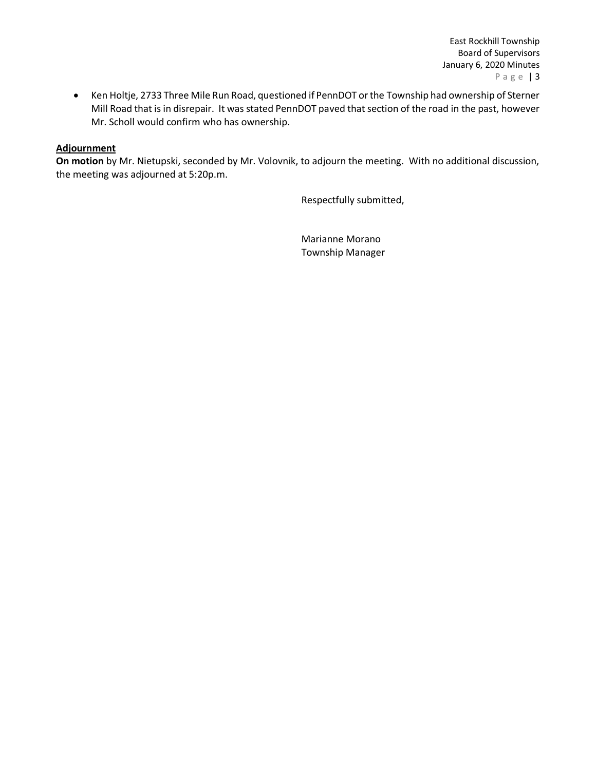- Ken Holtje, 2733 Three Mile Run Road, questioned if PennDOT or the Township had ownership of Sterner Mill Road that is in disrepair. It was stated PennDOT paved that section of the road in the past, however Mr. Scholl would confirm who has ownership.

**Adjournment**

**On motion** by Mr. Nietupski, seconded by Mr. Volovnik, to adjourn the meeting. With no additional discussion, the meeting was adjourned at 5:20p.m.

Respectfully submitted,

Marianne Morano
Township Manager